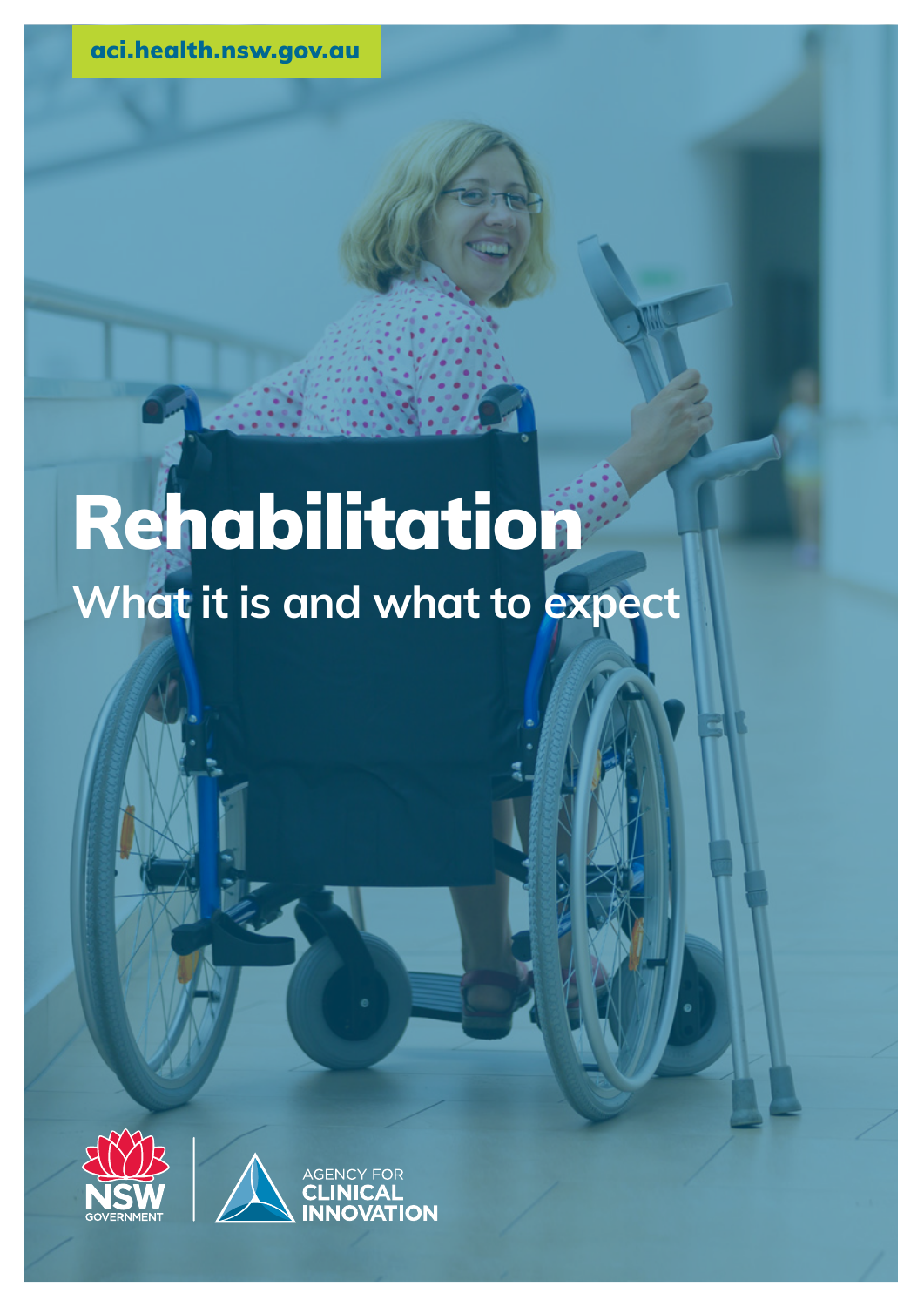aci.health.nsw.gov.au

# Rehabilitation

## What it is and what to expect

NSW GOVERNMENT

AGENCY FOR CLINICAL INNOVATION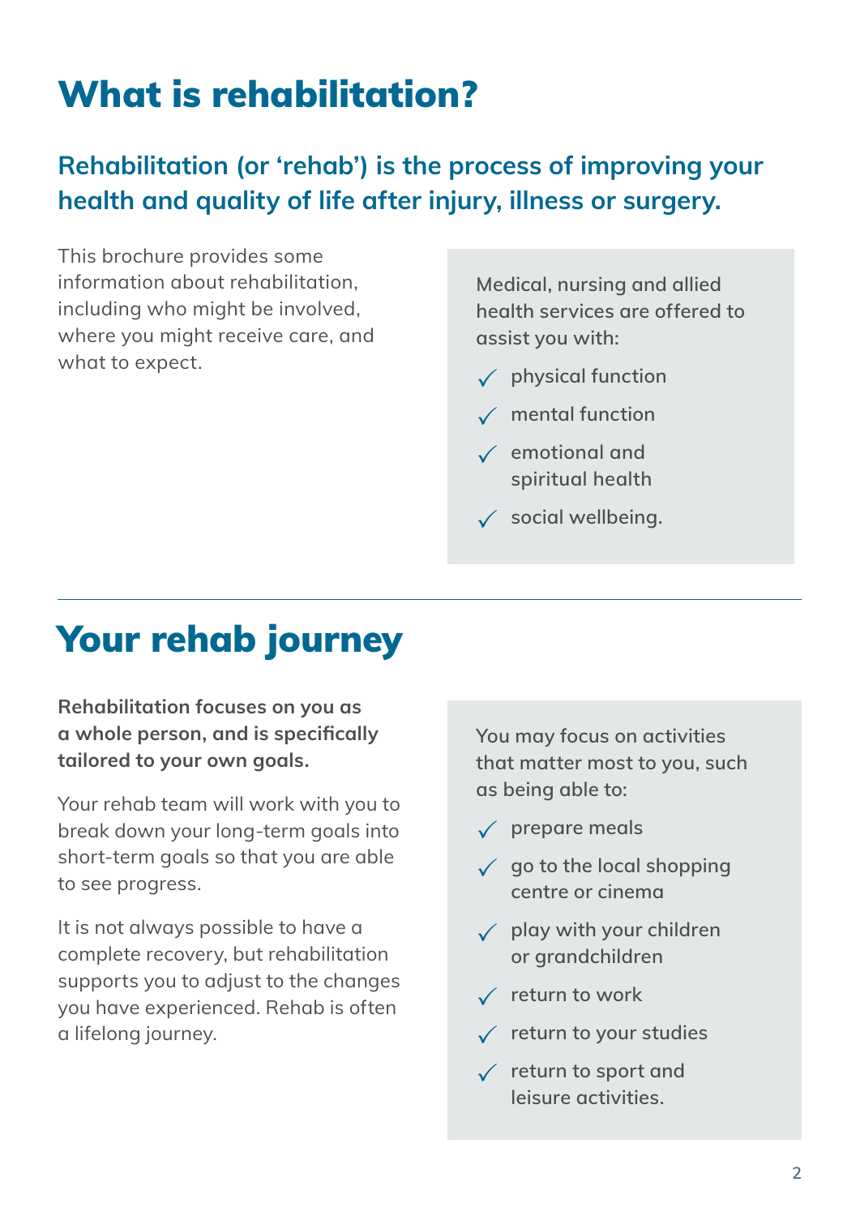# What is rehabilitation?

## Rehabilitation (or 'rehab') is the process of improving your health and quality of life after injury, illness or surgery.

This brochure provides some information about rehabilitation, including who might be involved, where you might receive care, and what to expect.

Medical, nursing and allied health services are offered to assist you with:

- ✓ physical function
- ✓ mental function
- ✓ emotional and spiritual health
- ✓ social wellbeing.

# Your rehab journey

**Rehabilitation focuses on you as a whole person, and is specifically tailored to your own goals.**

Your rehab team will work with you to break down your long-term goals into short-term goals so that you are able to see progress.

It is not always possible to have a complete recovery, but rehabilitation supports you to adjust to the changes you have experienced. Rehab is often a lifelong journey.

You may focus on activities that matter most to you, such as being able to:

- ✓ prepare meals
- ✓ go to the local shopping centre or cinema
- ✓ play with your children or grandchildren
- ✓ return to work
- ✓ return to your studies
- ✓ return to sport and leisure activities.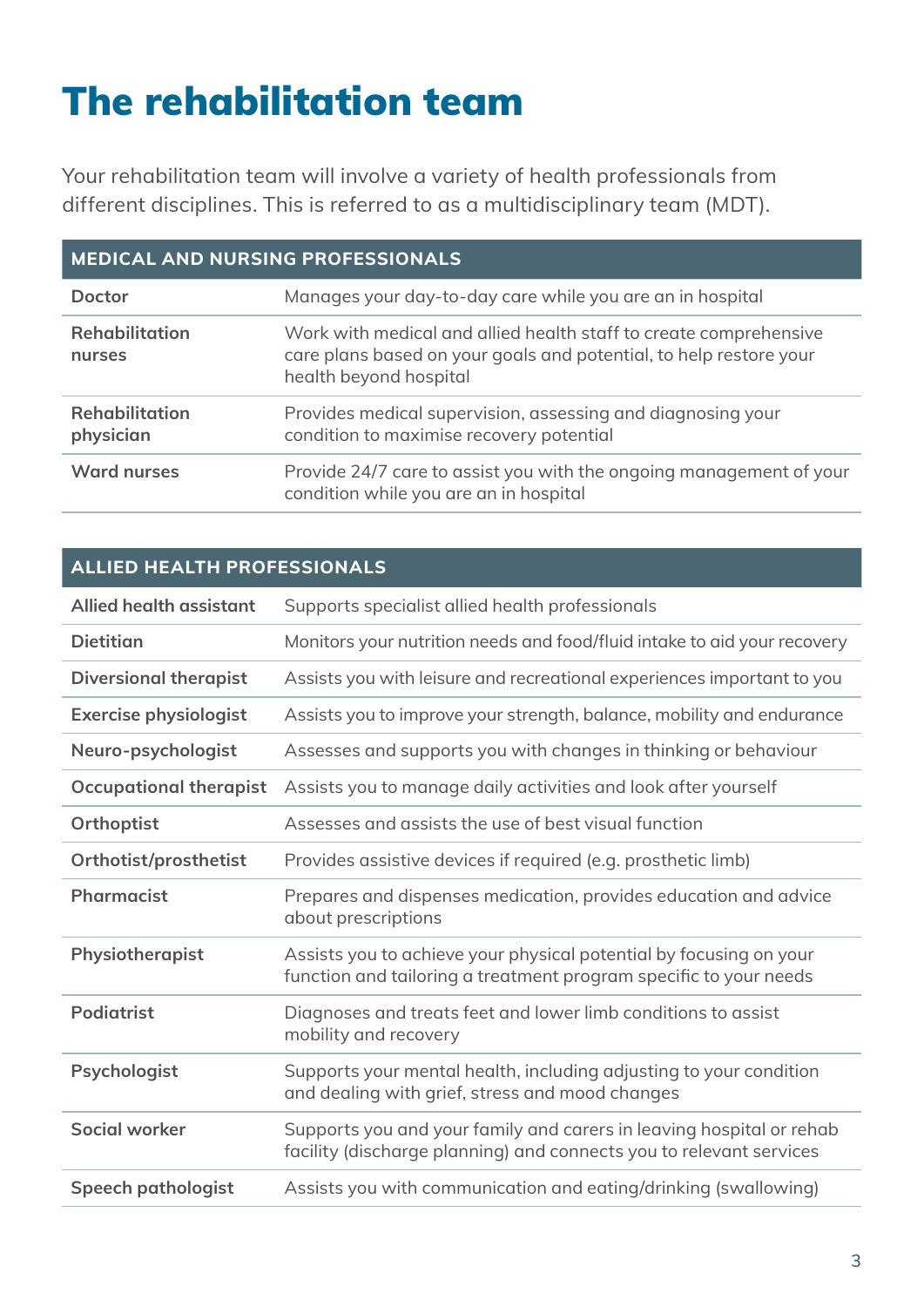# The rehabilitation team

Your rehabilitation team will involve a variety of health professionals from different disciplines. This is referred to as a multidisciplinary team (MDT).

| MEDICAL AND NURSING PROFESSIONALS | |
|---|---|
| **Doctor** | Manages your day-to-day care while you are an in hospital |
| **Rehabilitation nurses** | Work with medical and allied health staff to create comprehensive care plans based on your goals and potential, to help restore your health beyond hospital |
| **Rehabilitation physician** | Provides medical supervision, assessing and diagnosing your condition to maximise recovery potential |
| **Ward nurses** | Provide 24/7 care to assist you with the ongoing management of your condition while you are an in hospital |

| ALLIED HEALTH PROFESSIONALS | |
|---|---|
| **Allied health assistant** | Supports specialist allied health professionals |
| **Dietitian** | Monitors your nutrition needs and food/fluid intake to aid your recovery |
| **Diversional therapist** | Assists you with leisure and recreational experiences important to you |
| **Exercise physiologist** | Assists you to improve your strength, balance, mobility and endurance |
| **Neuro-psychologist** | Assesses and supports you with changes in thinking or behaviour |
| **Occupational therapist** | Assists you to manage daily activities and look after yourself |
| **Orthoptist** | Assesses and assists the use of best visual function |
| **Orthotist/prosthetist** | Provides assistive devices if required (e.g. prosthetic limb) |
| **Pharmacist** | Prepares and dispenses medication, provides education and advice about prescriptions |
| **Physiotherapist** | Assists you to achieve your physical potential by focusing on your function and tailoring a treatment program specific to your needs |
| **Podiatrist** | Diagnoses and treats feet and lower limb conditions to assist mobility and recovery |
| **Psychologist** | Supports your mental health, including adjusting to your condition and dealing with grief, stress and mood changes |
| **Social worker** | Supports you and your family and carers in leaving hospital or rehab facility (discharge planning) and connects you to relevant services |
| **Speech pathologist** | Assists you with communication and eating/drinking (swallowing) |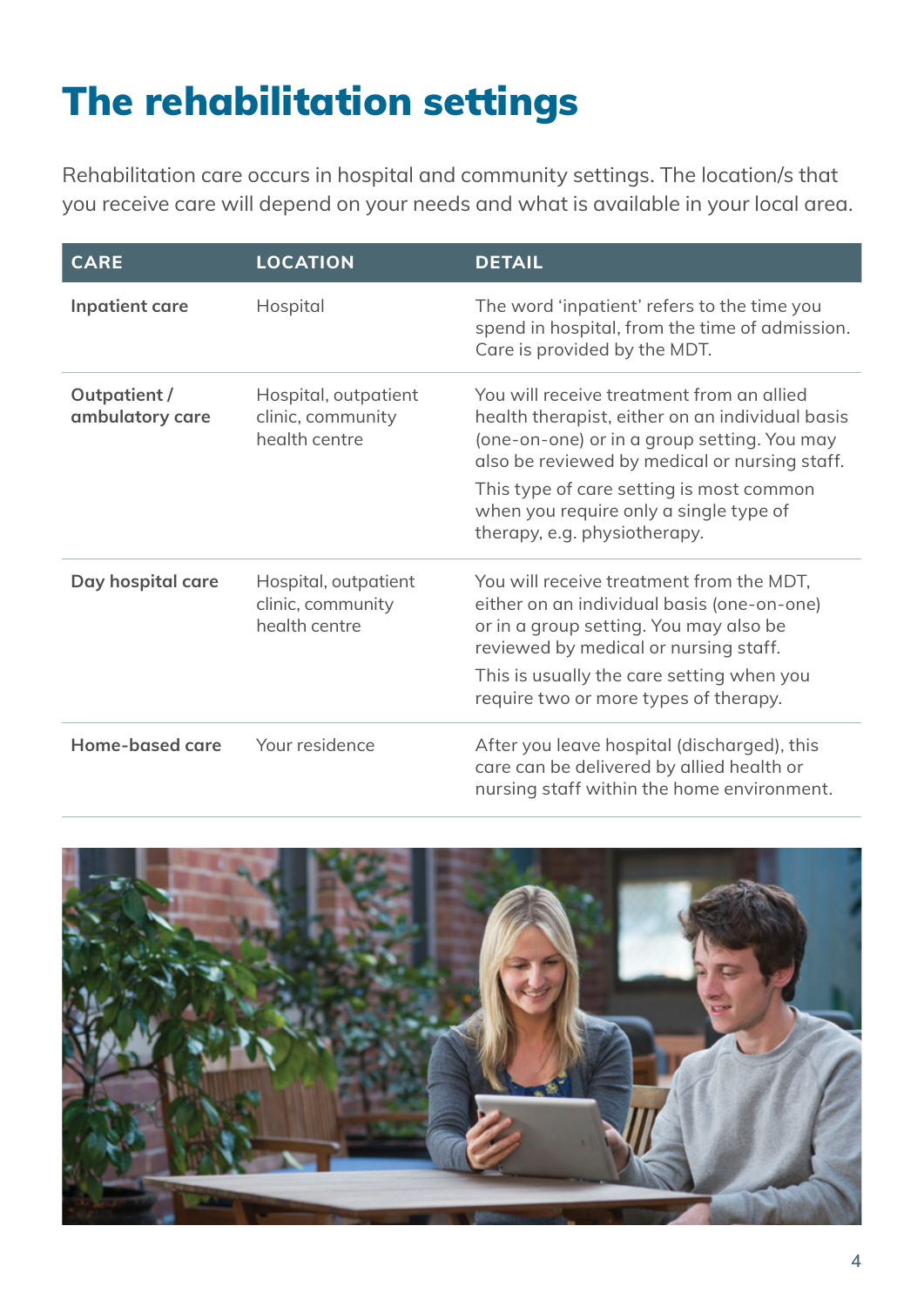# The rehabilitation settings

Rehabilitation care occurs in hospital and community settings. The location/s that you receive care will depend on your needs and what is available in your local area.

| CARE | LOCATION | DETAIL |
|---|---|---|
| **Inpatient care** | Hospital | The word 'inpatient' refers to the time you spend in hospital, from the time of admission. Care is provided by the MDT. |
| **Outpatient / ambulatory care** | Hospital, outpatient clinic, community health centre | You will receive treatment from an allied health therapist, either on an individual basis (one-on-one) or in a group setting. You may also be reviewed by medical or nursing staff.<br>This type of care setting is most common when you require only a single type of therapy, e.g. physiotherapy. |
| **Day hospital care** | Hospital, outpatient clinic, community health centre | You will receive treatment from the MDT, either on an individual basis (one-on-one) or in a group setting. You may also be reviewed by medical or nursing staff.<br>This is usually the care setting when you require two or more types of therapy. |
| **Home-based care** | Your residence | After you leave hospital (discharged), this care can be delivered by allied health or nursing staff within the home environment. |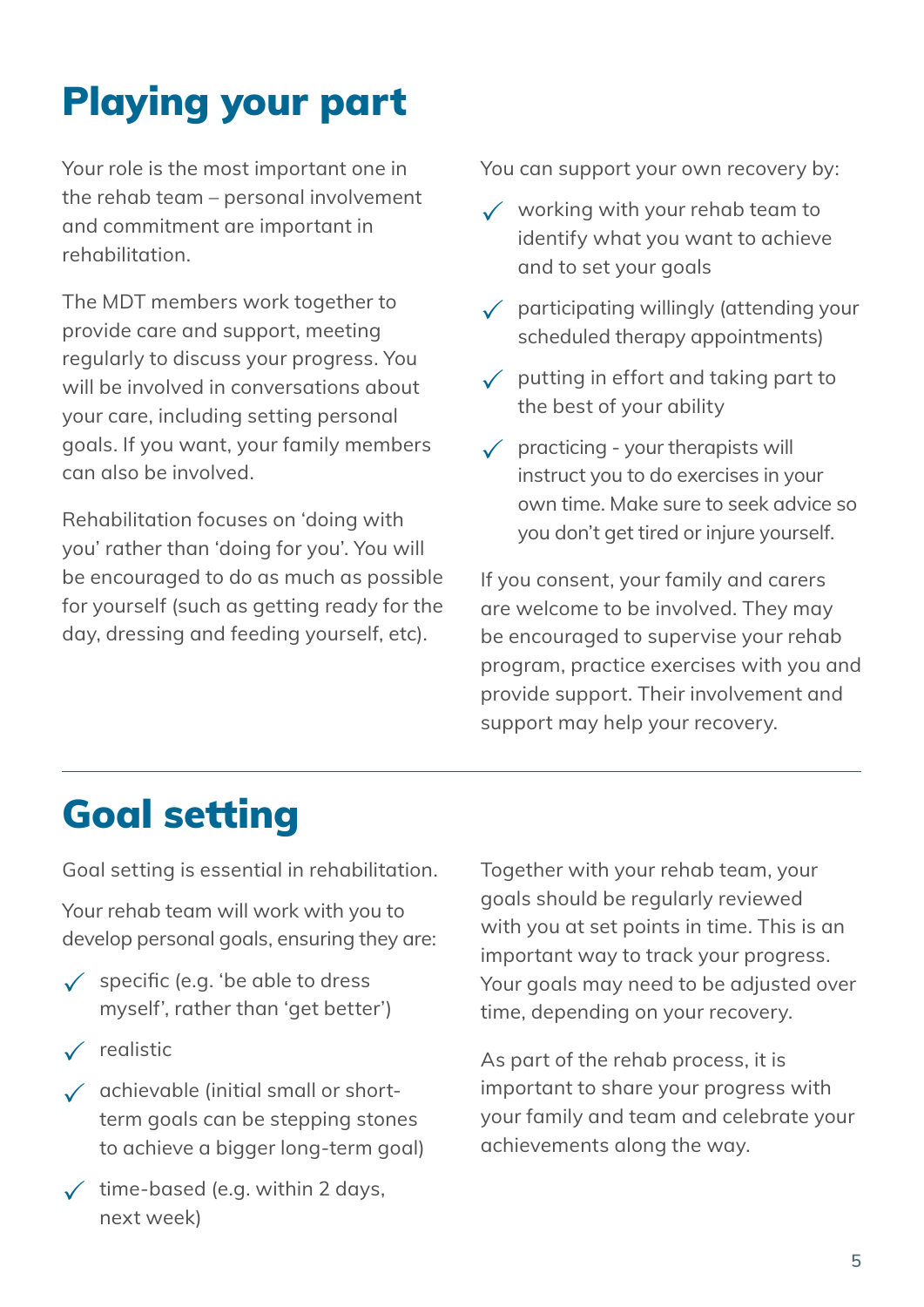# Playing your part

Your role is the most important one in the rehab team – personal involvement and commitment are important in rehabilitation.

The MDT members work together to provide care and support, meeting regularly to discuss your progress. You will be involved in conversations about your care, including setting personal goals. If you want, your family members can also be involved.

Rehabilitation focuses on 'doing with you' rather than 'doing for you'. You will be encouraged to do as much as possible for yourself (such as getting ready for the day, dressing and feeding yourself, etc).

You can support your own recovery by:

- ✓ working with your rehab team to identify what you want to achieve and to set your goals
- ✓ participating willingly (attending your scheduled therapy appointments)
- ✓ putting in effort and taking part to the best of your ability
- ✓ practicing - your therapists will instruct you to do exercises in your own time. Make sure to seek advice so you don't get tired or injure yourself.

If you consent, your family and carers are welcome to be involved. They may be encouraged to supervise your rehab program, practice exercises with you and provide support. Their involvement and support may help your recovery.

---

# Goal setting

Goal setting is essential in rehabilitation.

Your rehab team will work with you to develop personal goals, ensuring they are:

- ✓ specific (e.g. 'be able to dress myself', rather than 'get better')
- ✓ realistic
- ✓ achievable (initial small or short-term goals can be stepping stones to achieve a bigger long-term goal)
- ✓ time-based (e.g. within 2 days, next week)

Together with your rehab team, your goals should be regularly reviewed with you at set points in time. This is an important way to track your progress. Your goals may need to be adjusted over time, depending on your recovery.

As part of the rehab process, it is important to share your progress with your family and team and celebrate your achievements along the way.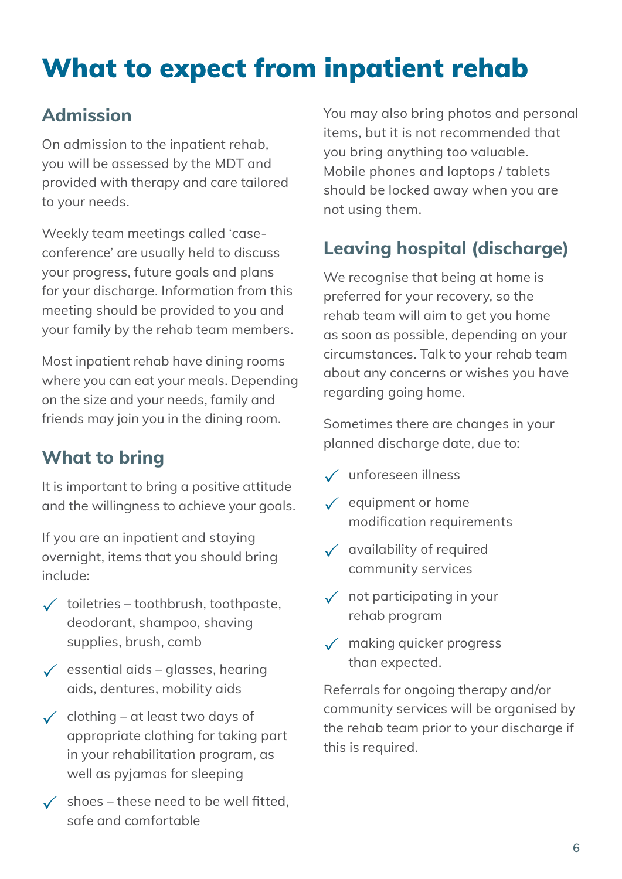# What to expect from inpatient rehab

## Admission

On admission to the inpatient rehab, you will be assessed by the MDT and provided with therapy and care tailored to your needs.

Weekly team meetings called 'case-conference' are usually held to discuss your progress, future goals and plans for your discharge. Information from this meeting should be provided to you and your family by the rehab team members.

Most inpatient rehab have dining rooms where you can eat your meals. Depending on the size and your needs, family and friends may join you in the dining room.

## What to bring

It is important to bring a positive attitude and the willingness to achieve your goals.

If you are an inpatient and staying overnight, items that you should bring include:

- toiletries – toothbrush, toothpaste, deodorant, shampoo, shaving supplies, brush, comb
- essential aids – glasses, hearing aids, dentures, mobility aids
- clothing – at least two days of appropriate clothing for taking part in your rehabilitation program, as well as pyjamas for sleeping
- shoes – these need to be well fitted, safe and comfortable

You may also bring photos and personal items, but it is not recommended that you bring anything too valuable. Mobile phones and laptops / tablets should be locked away when you are not using them.

## Leaving hospital (discharge)

We recognise that being at home is preferred for your recovery, so the rehab team will aim to get you home as soon as possible, depending on your circumstances. Talk to your rehab team about any concerns or wishes you have regarding going home.

Sometimes there are changes in your planned discharge date, due to:

- unforeseen illness
- equipment or home modification requirements
- availability of required community services
- not participating in your rehab program
- making quicker progress than expected.

Referrals for ongoing therapy and/or community services will be organised by the rehab team prior to your discharge if this is required.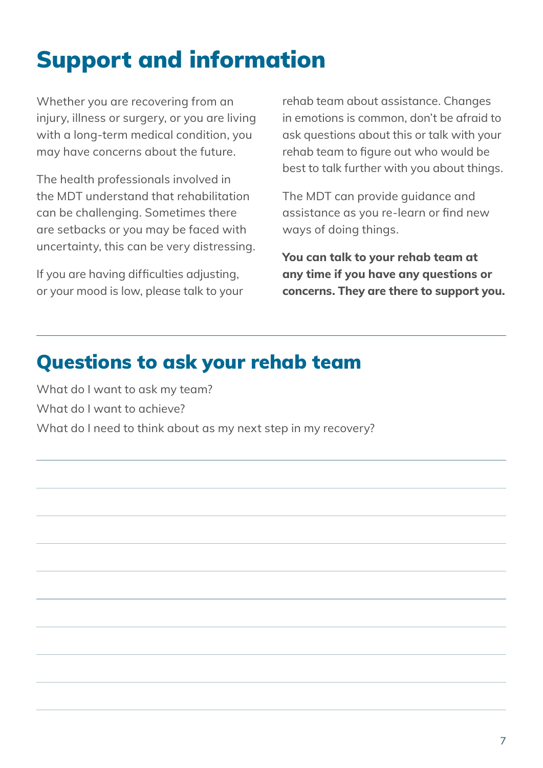# Support and information

Whether you are recovering from an injury, illness or surgery, or you are living with a long-term medical condition, you may have concerns about the future.

The health professionals involved in the MDT understand that rehabilitation can be challenging. Sometimes there are setbacks or you may be faced with uncertainty, this can be very distressing.

If you are having difficulties adjusting, or your mood is low, please talk to your rehab team about assistance. Changes in emotions is common, don't be afraid to ask questions about this or talk with your rehab team to figure out who would be best to talk further with you about things.

The MDT can provide guidance and assistance as you re-learn or find new ways of doing things.

**You can talk to your rehab team at any time if you have any questions or concerns. They are there to support you.**

---

## Questions to ask your rehab team

What do I want to ask my team?

What do I want to achieve?

What do I need to think about as my next step in my recovery?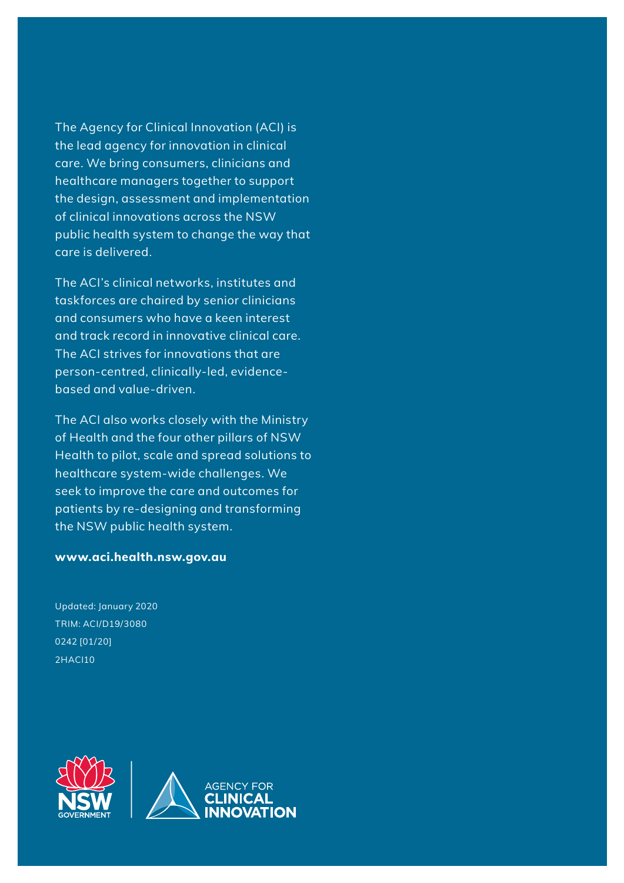The Agency for Clinical Innovation (ACI) is the lead agency for innovation in clinical care. We bring consumers, clinicians and healthcare managers together to support the design, assessment and implementation of clinical innovations across the NSW public health system to change the way that care is delivered.

The ACI's clinical networks, institutes and taskforces are chaired by senior clinicians and consumers who have a keen interest and track record in innovative clinical care. The ACI strives for innovations that are person-centred, clinically-led, evidence-based and value-driven.

The ACI also works closely with the Ministry of Health and the four other pillars of NSW Health to pilot, scale and spread solutions to healthcare system-wide challenges. We seek to improve the care and outcomes for patients by re-designing and transforming the NSW public health system.

**www.aci.health.nsw.gov.au**

Updated: January 2020
TRIM: ACI/D19/3080
0242 [01/20]
2HACI10

NSW GOVERNMENT

AGENCY FOR CLINICAL INNOVATION